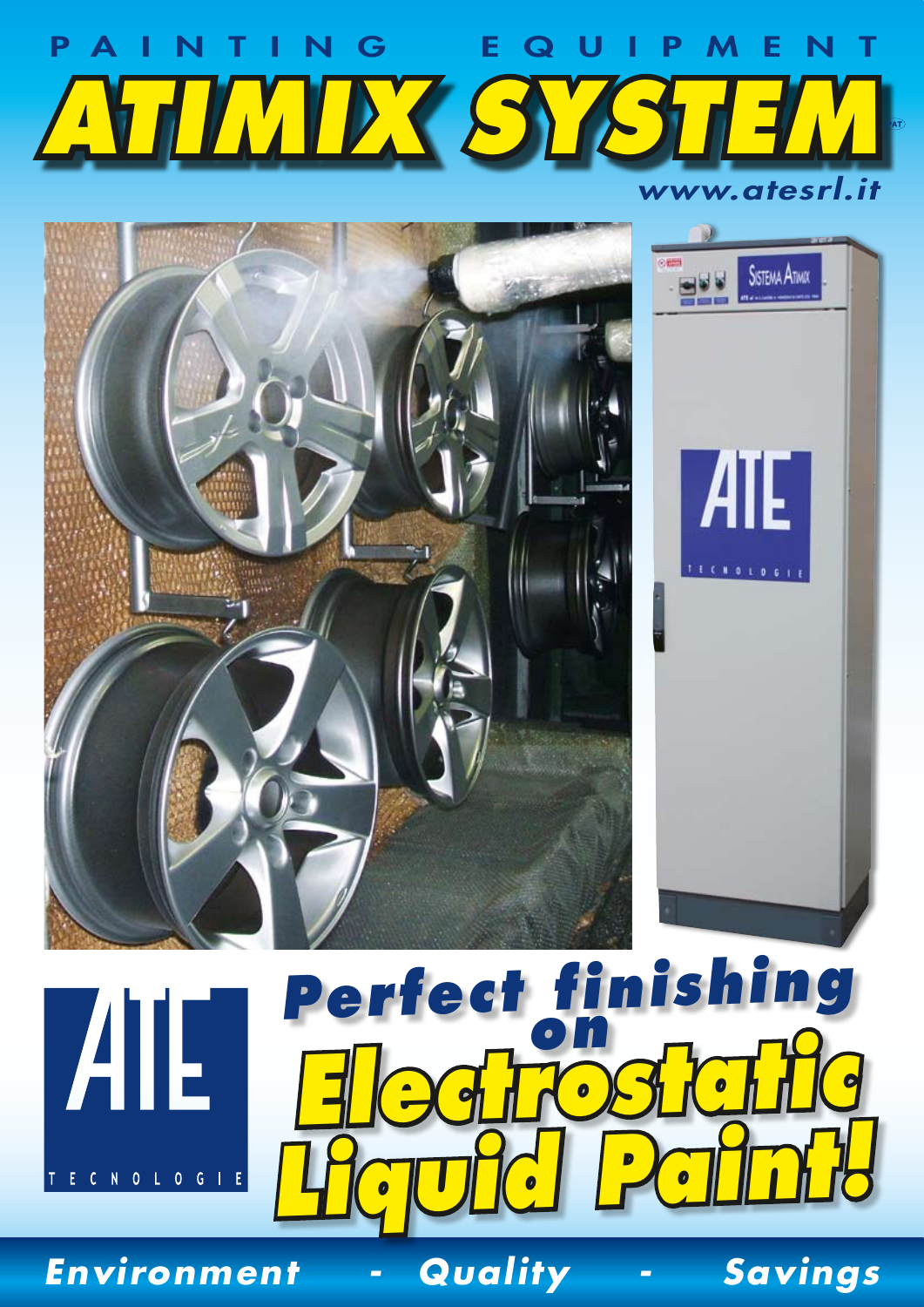PAINTING EQUIPMENT

# ATIMIX SYSTEM

*www.atesrl.it*

ATE TECNOLOGIE

## Perfect finishing on Electrostatic Liquid Paint!

**Environment - Quality - Savings**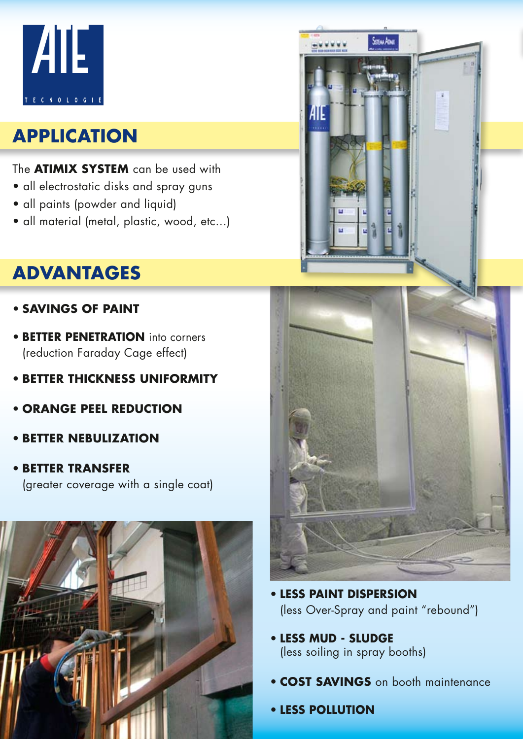ATE
TECNOLOGIE

## APPLICATION

The **ATIMIX SYSTEM** can be used with

- all electrostatic disks and spray guns
- all paints (powder and liquid)
- all material (metal, plastic, wood, etc...)

## ADVANTAGES

- **SAVINGS OF PAINT**
- **BETTER PENETRATION** into corners (reduction Faraday Cage effect)
- **BETTER THICKNESS UNIFORMITY**
- **ORANGE PEEL REDUCTION**
- **BETTER NEBULIZATION**
- **BETTER TRANSFER** (greater coverage with a single coat)
- **LESS PAINT DISPERSION** (less Over-Spray and paint "rebound")
- **LESS MUD - SLUDGE** (less soiling in spray booths)
- **COST SAVINGS** on booth maintenance
- **LESS POLLUTION**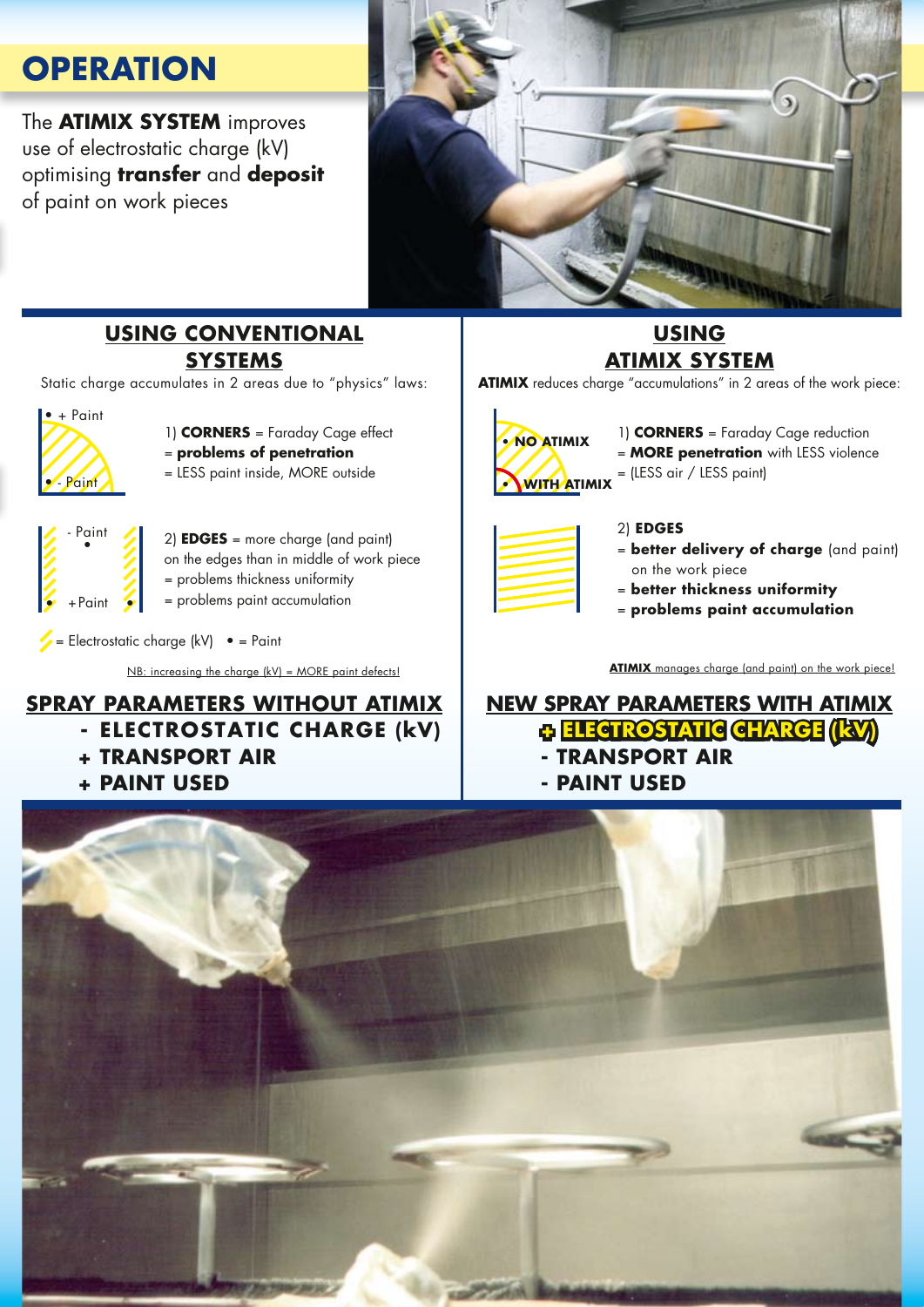# OPERATION

The **ATIMIX SYSTEM** improves use of electrostatic charge (kV) optimising **transfer** and **deposit** of paint on work pieces

## USING CONVENTIONAL SYSTEMS

Static charge accumulates in 2 areas due to "physics" laws:

• + Paint
• - Paint

1) **CORNERS** = Faraday Cage effect
= **problems of penetration**
= LESS paint inside, MORE outside

- Paint
+Paint

2) **EDGES** = more charge (and paint) on the edges than in middle of work piece
= problems thickness uniformity
= problems paint accumulation

= Electrostatic charge (kV) • = Paint

NB: increasing the charge (kV) = MORE paint defects!

## USING ATIMIX SYSTEM

**ATIMIX** reduces charge "accumulations" in 2 areas of the work piece:

• NO ATIMIX
• WITH ATIMIX

1) **CORNERS** = Faraday Cage reduction
= **MORE penetration** with LESS violence
= (LESS air / LESS paint)

2) **EDGES**
= **better delivery of charge** (and paint) on the work piece
= **better thickness uniformity**
= **problems paint accumulation**

**ATIMIX** manages charge (and paint) on the work piece!

## SPRAY PARAMETERS WITHOUT ATIMIX

- **- ELECTROSTATIC CHARGE (kV)**
- **+ TRANSPORT AIR**
- **+ PAINT USED**

## NEW SPRAY PARAMETERS WITH ATIMIX

- **+ ELECTROSTATIC CHARGE (kV)**
- **- TRANSPORT AIR**
- **- PAINT USED**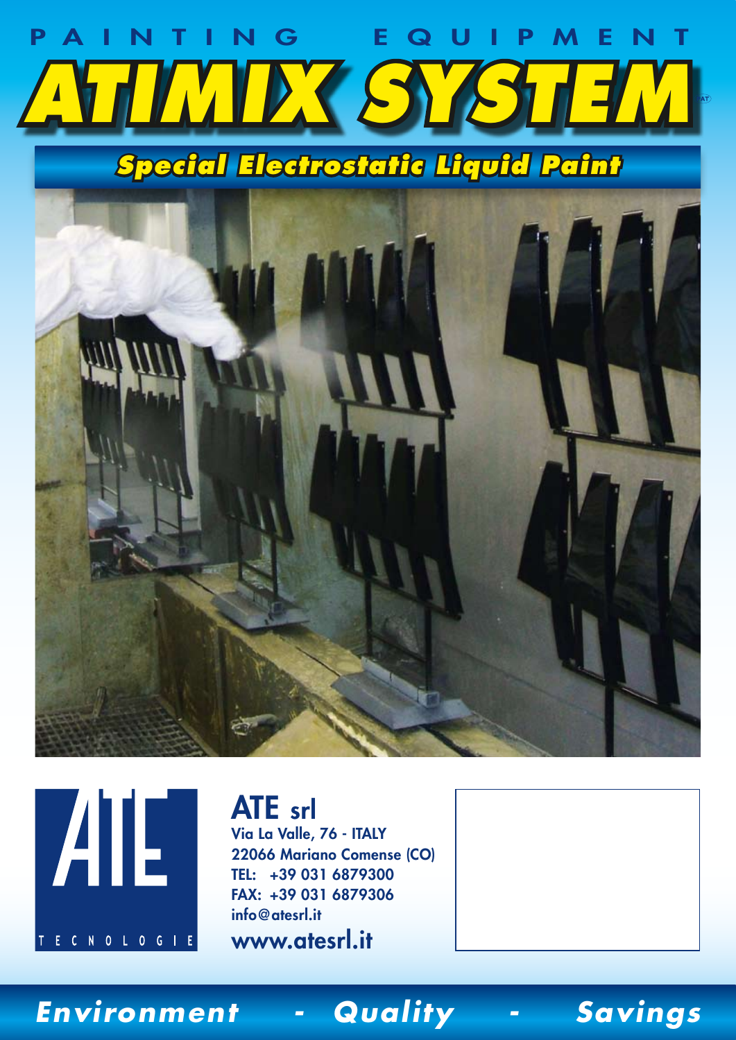PAINTING EQUIPMENT

# ATIMIX SYSTEM

## Special Electrostatic Liquid Paint

ATE TECNOLOGIE

**ATE srl**
Via La Valle, 76 - ITALY
22066 Mariano Comense (CO)
TEL: +39 031 6879300
FAX: +39 031 6879306
info@atesrl.it
www.atesrl.it

*Environment - Quality - Savings*